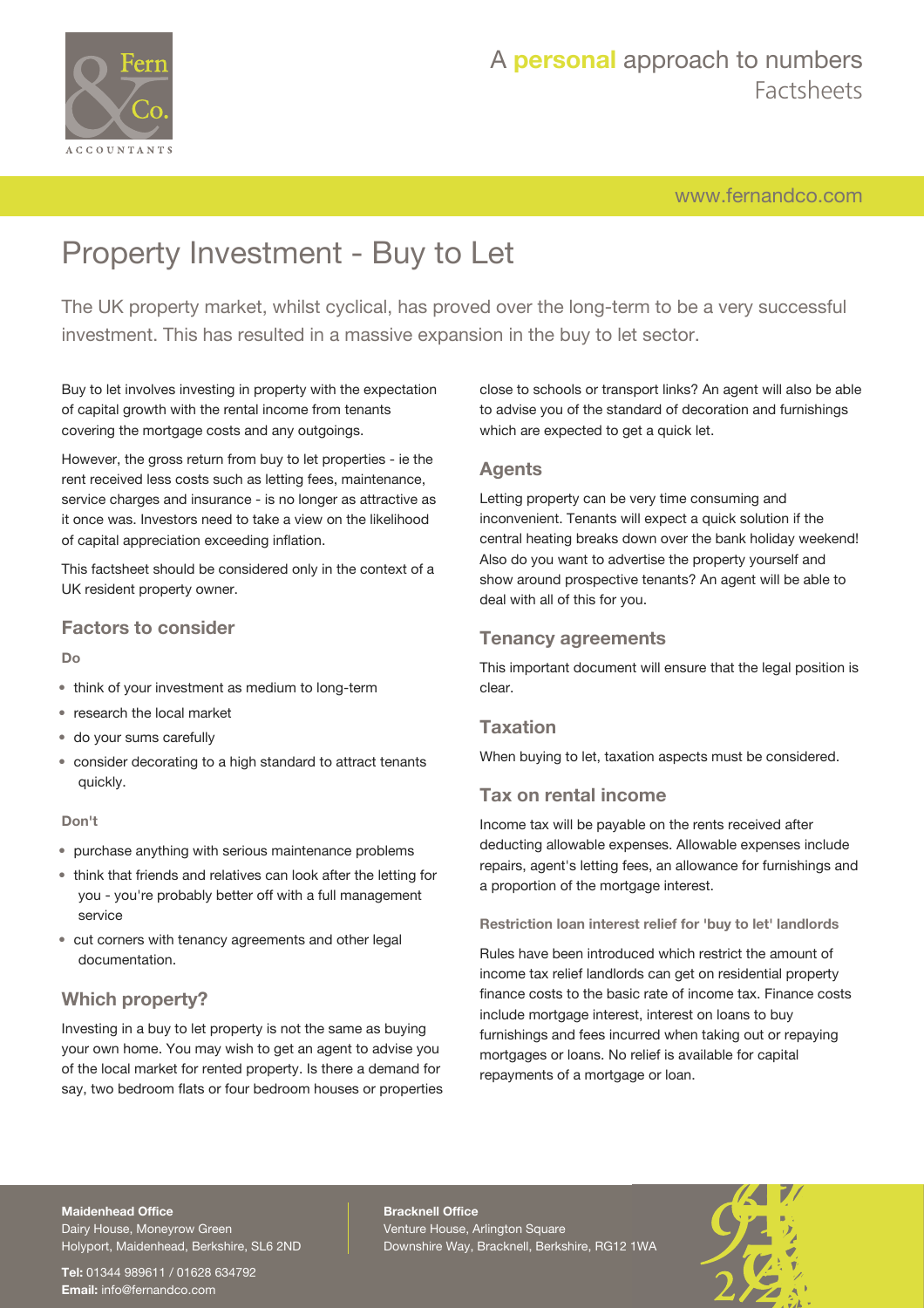# Property Investment - Buy to Let

The UK property market, whilst cyclical, has proved over the long-term to be a very successful investment. This has resulted in a massive expansion in the buy to let sector.

Buy to let involves investing in property with the expectation of capital growth with the rental income from tenants covering the mortgage costs and any outgoings.

However, the gross return from buy to let properties - ie the rent received less costs such as letting fees, maintenance, service charges and insurance - is no longer as attractive as it once was. Investors need to take a view on the likelihood of capital appreciation exceeding inflation.

This factsheet should be considered only in the context of a UK resident property owner.

## Factors to consider

#### Do

- think of your investment as medium to long-term
- research the local market
- do your sums carefully
- consider decorating to a high standard to attract tenants quickly.

#### Don't

- purchase anything with serious maintenance problems
- think that friends and relatives can look after the letting for you - you're probably better off with a full management service
- cut corners with tenancy agreements and other legal documentation.

## Which property?

Investing in a buy to let property is not the same as buying your own home. You may wish to get an agent to advise you of the local market for rented property. Is there a demand for say, two bedroom flats or four bedroom houses or properties close to schools or transport links? An agent will also be able to advise you of the standard of decoration and furnishings which are expected to get a quick let.

## Agents

Letting property can be very time consuming and inconvenient. Tenants will expect a quick solution if the central heating breaks down over the bank holiday weekend! Also do you want to advertise the property yourself and show around prospective tenants? An agent will be able to deal with all of this for you.

## Tenancy agreements

This important document will ensure that the legal position is clear.

## Taxation

When buying to let, taxation aspects must be considered.

## Tax on rental income

Income tax will be payable on the rents received after deducting allowable expenses. Allowable expenses include repairs, agent's letting fees, an allowance for furnishings and a proportion of the mortgage interest.

#### Restriction loan interest relief for 'buy to let' landlords

Rules have been introduced which restrict the amount of income tax relief landlords can get on residential property finance costs to the basic rate of income tax. Finance costs include mortgage interest, interest on loans to buy furnishings and fees incurred when taking out or repaying mortgages or loans. No relief is available for capital repayments of a mortgage or loan.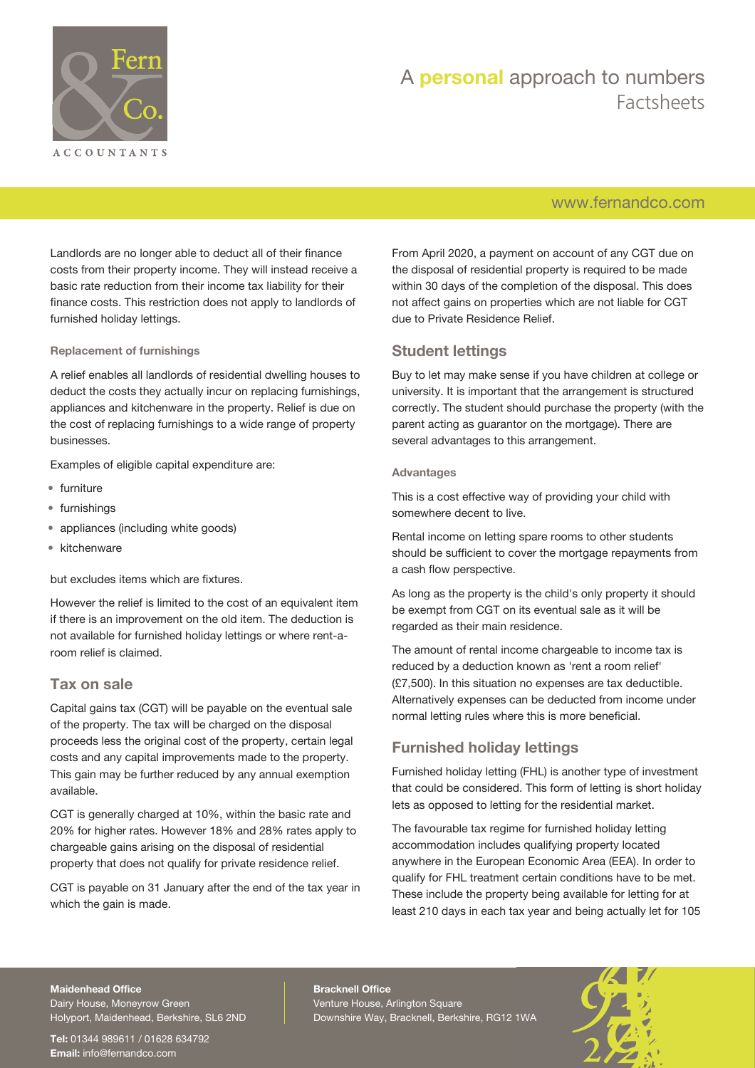Landlords are no longer able to deduct all of their finance costs from their property income. They will instead receive a basic rate reduction from their income tax liability for their finance costs. This restriction does not apply to landlords of furnished holiday lettings.

### Replacement of furnishings

A relief enables all landlords of residential dwelling houses to deduct the costs they actually incur on replacing furnishings, appliances and kitchenware in the property. Relief is due on the cost of replacing furnishings to a wide range of property businesses.

Examples of eligible capital expenditure are:

- furniture
- furnishings
- appliances (including white goods)
- kitchenware

but excludes items which are fixtures.

However the relief is limited to the cost of an equivalent item if there is an improvement on the old item. The deduction is not available for furnished holiday lettings or where rent-a-room relief is claimed.

## Tax on sale

Capital gains tax (CGT) will be payable on the eventual sale of the property. The tax will be charged on the disposal proceeds less the original cost of the property, certain legal costs and any capital improvements made to the property. This gain may be further reduced by any annual exemption available.

CGT is generally charged at 10%, within the basic rate and 20% for higher rates. However 18% and 28% rates apply to chargeable gains arising on the disposal of residential property that does not qualify for private residence relief.

CGT is payable on 31 January after the end of the tax year in which the gain is made.

From April 2020, a payment on account of any CGT due on the disposal of residential property is required to be made within 30 days of the completion of the disposal. This does not affect gains on properties which are not liable for CGT due to Private Residence Relief.

## Student lettings

Buy to let may make sense if you have children at college or university. It is important that the arrangement is structured correctly. The student should purchase the property (with the parent acting as guarantor on the mortgage). There are several advantages to this arrangement.

### Advantages

This is a cost effective way of providing your child with somewhere decent to live.

Rental income on letting spare rooms to other students should be sufficient to cover the mortgage repayments from a cash flow perspective.

As long as the property is the child's only property it should be exempt from CGT on its eventual sale as it will be regarded as their main residence.

The amount of rental income chargeable to income tax is reduced by a deduction known as 'rent a room relief' (£7,500). In this situation no expenses are tax deductible. Alternatively expenses can be deducted from income under normal letting rules where this is more beneficial.

## Furnished holiday lettings

Furnished holiday letting (FHL) is another type of investment that could be considered. This form of letting is short holiday lets as opposed to letting for the residential market.

The favourable tax regime for furnished holiday letting accommodation includes qualifying property located anywhere in the European Economic Area (EEA). In order to qualify for FHL treatment certain conditions have to be met. These include the property being available for letting for at least 210 days in each tax year and being actually let for 105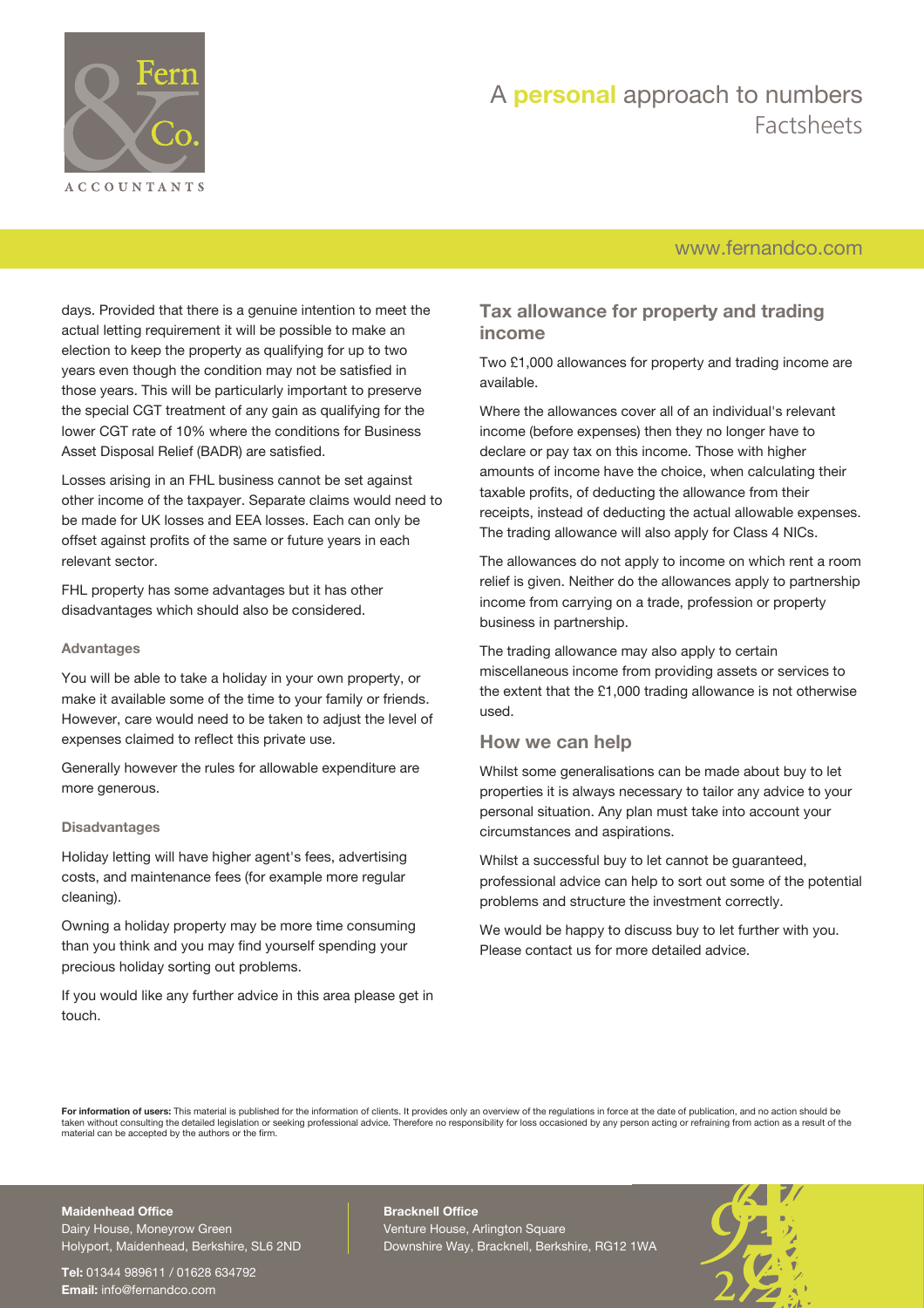days. Provided that there is a genuine intention to meet the actual letting requirement it will be possible to make an election to keep the property as qualifying for up to two years even though the condition may not be satisfied in those years. This will be particularly important to preserve the special CGT treatment of any gain as qualifying for the lower CGT rate of 10% where the conditions for Business Asset Disposal Relief (BADR) are satisfied.

Losses arising in an FHL business cannot be set against other income of the taxpayer. Separate claims would need to be made for UK losses and EEA losses. Each can only be offset against profits of the same or future years in each relevant sector.

FHL property has some advantages but it has other disadvantages which should also be considered.

#### Advantages

You will be able to take a holiday in your own property, or make it available some of the time to your family or friends. However, care would need to be taken to adjust the level of expenses claimed to reflect this private use.

Generally however the rules for allowable expenditure are more generous.

#### Disadvantages

Holiday letting will have higher agent's fees, advertising costs, and maintenance fees (for example more regular cleaning).

Owning a holiday property may be more time consuming than you think and you may find yourself spending your precious holiday sorting out problems.

If you would like any further advice in this area please get in touch.

## Tax allowance for property and trading income

Two £1,000 allowances for property and trading income are available.

Where the allowances cover all of an individual's relevant income (before expenses) then they no longer have to declare or pay tax on this income. Those with higher amounts of income have the choice, when calculating their taxable profits, of deducting the allowance from their receipts, instead of deducting the actual allowable expenses. The trading allowance will also apply for Class 4 NICs.

The allowances do not apply to income on which rent a room relief is given. Neither do the allowances apply to partnership income from carrying on a trade, profession or property business in partnership.

The trading allowance may also apply to certain miscellaneous income from providing assets or services to the extent that the £1,000 trading allowance is not otherwise used.

## How we can help

Whilst some generalisations can be made about buy to let properties it is always necessary to tailor any advice to your personal situation. Any plan must take into account your circumstances and aspirations.

Whilst a successful buy to let cannot be guaranteed, professional advice can help to sort out some of the potential problems and structure the investment correctly.

We would be happy to discuss buy to let further with you. Please contact us for more detailed advice.

**For information of users:** This material is published for the information of clients. It provides only an overview of the regulations in force at the date of publication, and no action should be taken without consulting the detailed legislation or seeking professional advice. Therefore no responsibility for loss occasioned by any person acting or refraining from action as a result of the material can be accepted by the authors or the firm.